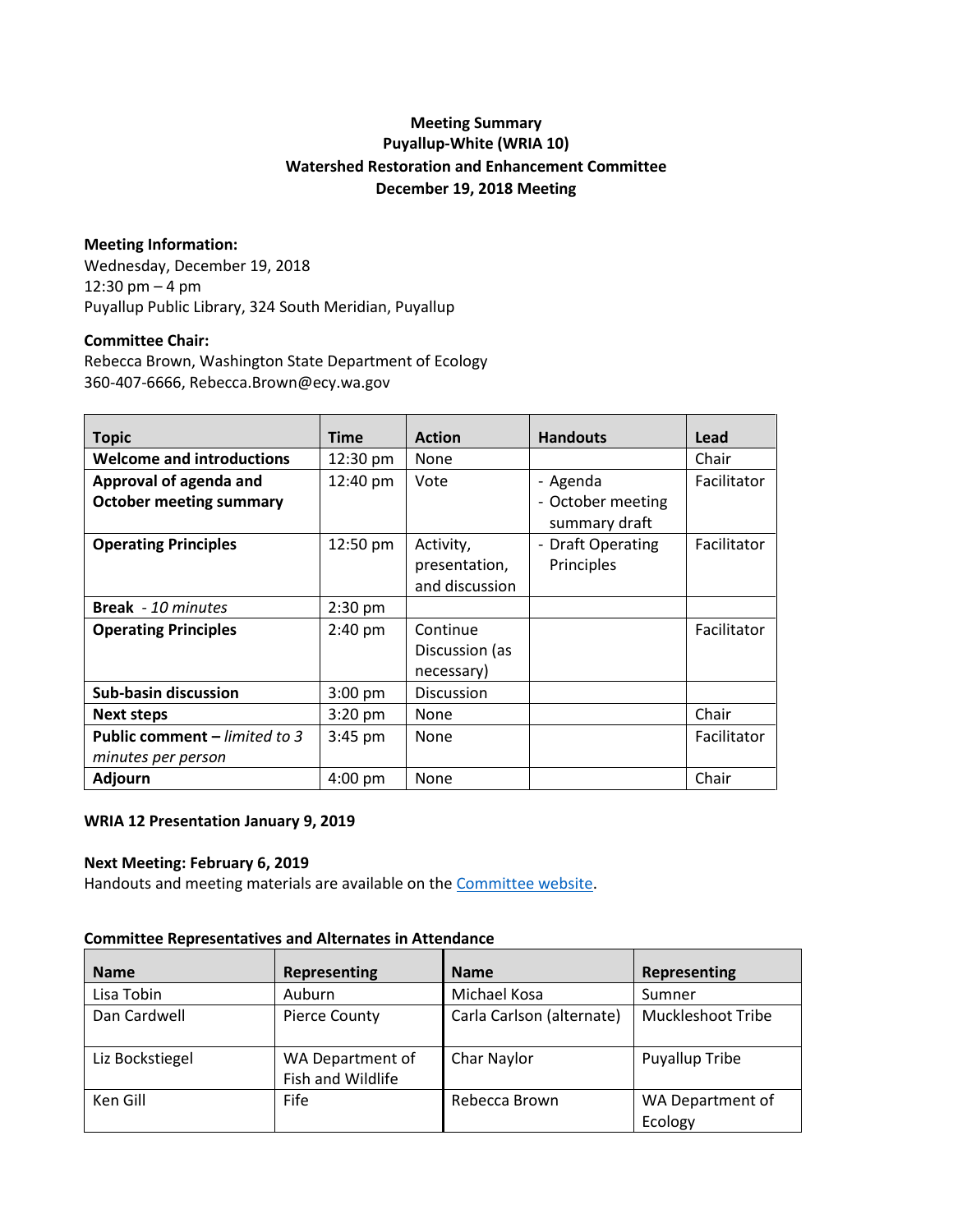# Meeting Summary
## Puyallup-White (WRIA 10)
## Watershed Restoration and Enhancement Committee
## December 19, 2018 Meeting

**Meeting Information:**
Wednesday, December 19, 2018
12:30 pm – 4 pm
Puyallup Public Library, 324 South Meridian, Puyallup

**Committee Chair:**
Rebecca Brown, Washington State Department of Ecology
360-407-6666, Rebecca.Brown@ecy.wa.gov

| Topic | Time | Action | Handouts | Lead |
|---|---|---|---|---|
| **Welcome and introductions** | 12:30 pm | None | | Chair |
| **Approval of agenda and October meeting summary** | 12:40 pm | Vote | - Agenda<br>- October meeting summary draft | Facilitator |
| **Operating Principles** | 12:50 pm | Activity, presentation, and discussion | - Draft Operating Principles | Facilitator |
| **Break** - *10 minutes* | 2:30 pm | | | |
| **Operating Principles** | 2:40 pm | Continue Discussion (as necessary) | | Facilitator |
| **Sub-basin discussion** | 3:00 pm | Discussion | | |
| **Next steps** | 3:20 pm | None | | Chair |
| **Public comment –** *limited to 3 minutes per person* | 3:45 pm | None | | Facilitator |
| **Adjourn** | 4:00 pm | None | | Chair |

**WRIA 12 Presentation January 9, 2019**

**Next Meeting: February 6, 2019**
Handouts and meeting materials are available on the Committee website.

**Committee Representatives and Alternates in Attendance**

| Name | Representing | Name | Representing |
|---|---|---|---|
| Lisa Tobin | Auburn | Michael Kosa | Sumner |
| Dan Cardwell | Pierce County | Carla Carlson (alternate) | Muckleshoot Tribe |
| Liz Bockstiegel | WA Department of Fish and Wildlife | Char Naylor | Puyallup Tribe |
| Ken Gill | Fife | Rebecca Brown | WA Department of Ecology |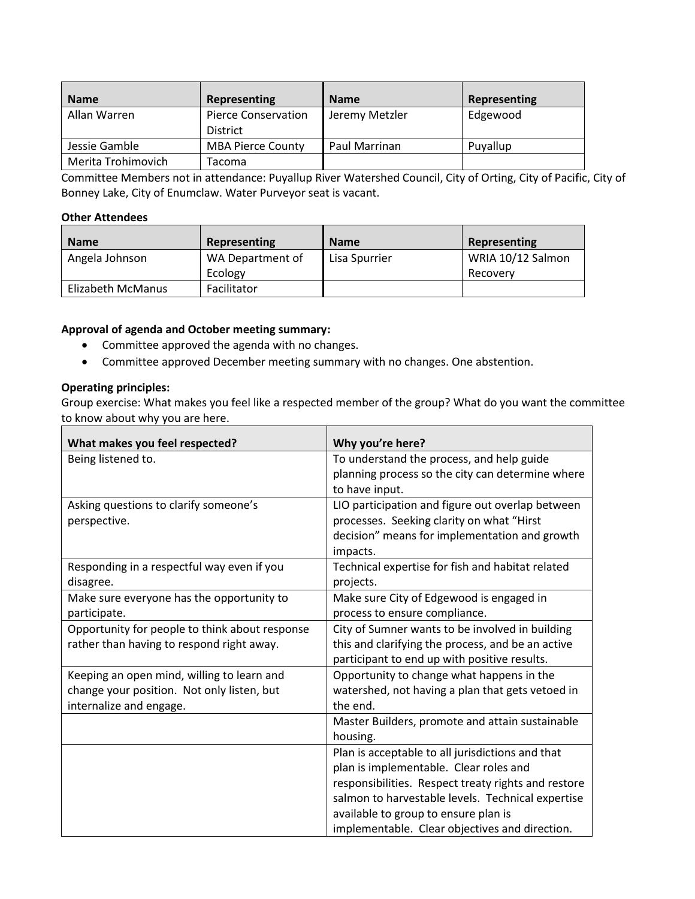| Name | Representing | Name | Representing |
|---|---|---|---|
| Allan Warren | Pierce Conservation District | Jeremy Metzler | Edgewood |
| Jessie Gamble | MBA Pierce County | Paul Marrinan | Puyallup |
| Merita Trohimovich | Tacoma | | |

Committee Members not in attendance: Puyallup River Watershed Council, City of Orting, City of Pacific, City of Bonney Lake, City of Enumclaw. Water Purveyor seat is vacant.

**Other Attendees**

| Name | Representing | Name | Representing |
|---|---|---|---|
| Angela Johnson | WA Department of Ecology | Lisa Spurrier | WRIA 10/12 Salmon Recovery |
| Elizabeth McManus | Facilitator | | |

**Approval of agenda and October meeting summary:**

- Committee approved the agenda with no changes.
- Committee approved December meeting summary with no changes. One abstention.

**Operating principles:**

Group exercise: What makes you feel like a respected member of the group? What do you want the committee to know about why you are here.

| What makes you feel respected? | Why you're here? |
|---|---|
| Being listened to. | To understand the process, and help guide planning process so the city can determine where to have input. |
| Asking questions to clarify someone's perspective. | LIO participation and figure out overlap between processes. Seeking clarity on what "Hirst decision" means for implementation and growth impacts. |
| Responding in a respectful way even if you disagree. | Technical expertise for fish and habitat related projects. |
| Make sure everyone has the opportunity to participate. | Make sure City of Edgewood is engaged in process to ensure compliance. |
| Opportunity for people to think about response rather than having to respond right away. | City of Sumner wants to be involved in building this and clarifying the process, and be an active participant to end up with positive results. |
| Keeping an open mind, willing to learn and change your position. Not only listen, but internalize and engage. | Opportunity to change what happens in the watershed, not having a plan that gets vetoed in the end. |
| | Master Builders, promote and attain sustainable housing. |
| | Plan is acceptable to all jurisdictions and that plan is implementable. Clear roles and responsibilities. Respect treaty rights and restore salmon to harvestable levels. Technical expertise available to group to ensure plan is implementable. Clear objectives and direction. |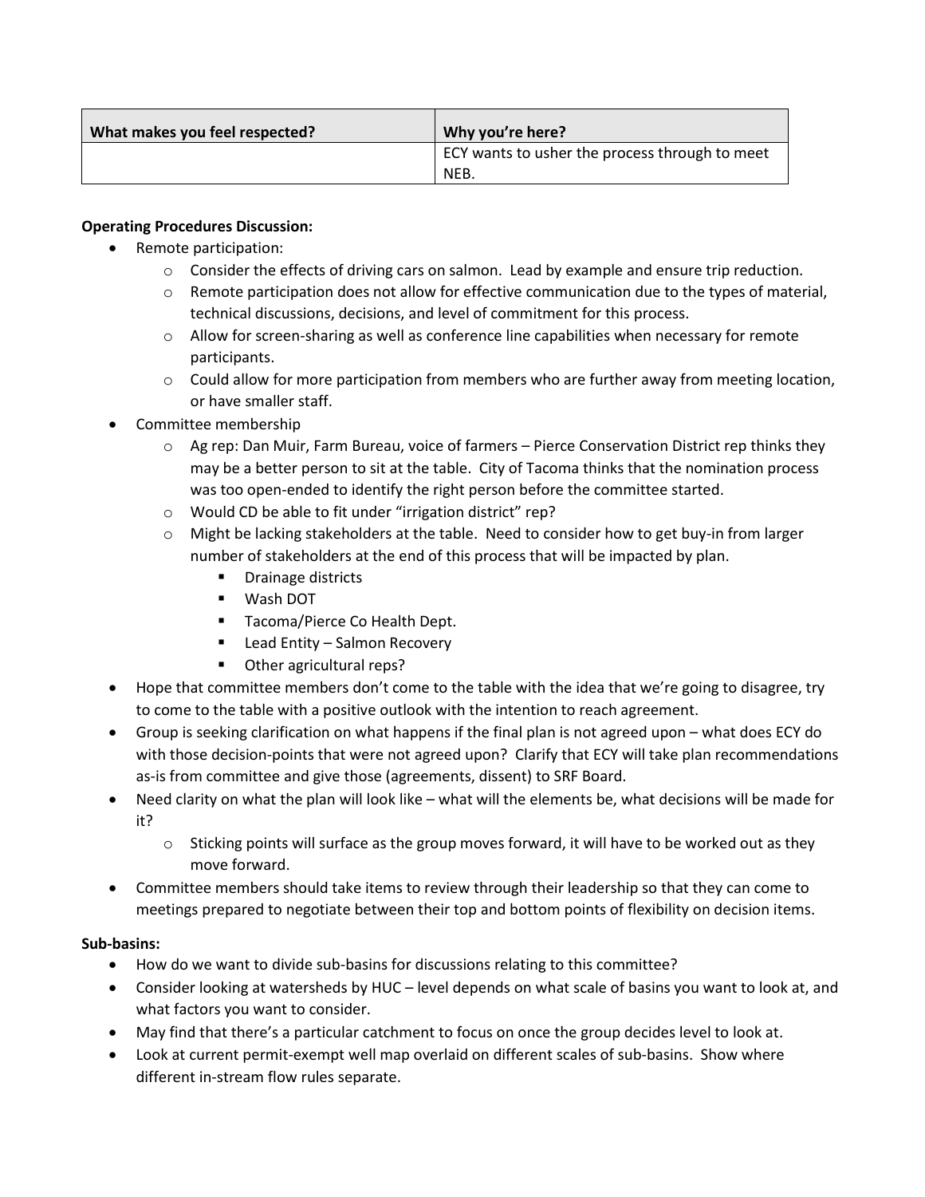| What makes you feel respected? | Why you're here? |
|---|---|
| | ECY wants to usher the process through to meet NEB. |

**Operating Procedures Discussion:**

- Remote participation:
  - Consider the effects of driving cars on salmon. Lead by example and ensure trip reduction.
  - Remote participation does not allow for effective communication due to the types of material, technical discussions, decisions, and level of commitment for this process.
  - Allow for screen-sharing as well as conference line capabilities when necessary for remote participants.
  - Could allow for more participation from members who are further away from meeting location, or have smaller staff.
- Committee membership
  - Ag rep: Dan Muir, Farm Bureau, voice of farmers – Pierce Conservation District rep thinks they may be a better person to sit at the table. City of Tacoma thinks that the nomination process was too open-ended to identify the right person before the committee started.
  - Would CD be able to fit under "irrigation district" rep?
  - Might be lacking stakeholders at the table. Need to consider how to get buy-in from larger number of stakeholders at the end of this process that will be impacted by plan.
    - Drainage districts
    - Wash DOT
    - Tacoma/Pierce Co Health Dept.
    - Lead Entity – Salmon Recovery
    - Other agricultural reps?
- Hope that committee members don't come to the table with the idea that we're going to disagree, try to come to the table with a positive outlook with the intention to reach agreement.
- Group is seeking clarification on what happens if the final plan is not agreed upon – what does ECY do with those decision-points that were not agreed upon? Clarify that ECY will take plan recommendations as-is from committee and give those (agreements, dissent) to SRF Board.
- Need clarity on what the plan will look like – what will the elements be, what decisions will be made for it?
  - Sticking points will surface as the group moves forward, it will have to be worked out as they move forward.
- Committee members should take items to review through their leadership so that they can come to meetings prepared to negotiate between their top and bottom points of flexibility on decision items.

**Sub-basins:**

- How do we want to divide sub-basins for discussions relating to this committee?
- Consider looking at watersheds by HUC – level depends on what scale of basins you want to look at, and what factors you want to consider.
- May find that there's a particular catchment to focus on once the group decides level to look at.
- Look at current permit-exempt well map overlaid on different scales of sub-basins. Show where different in-stream flow rules separate.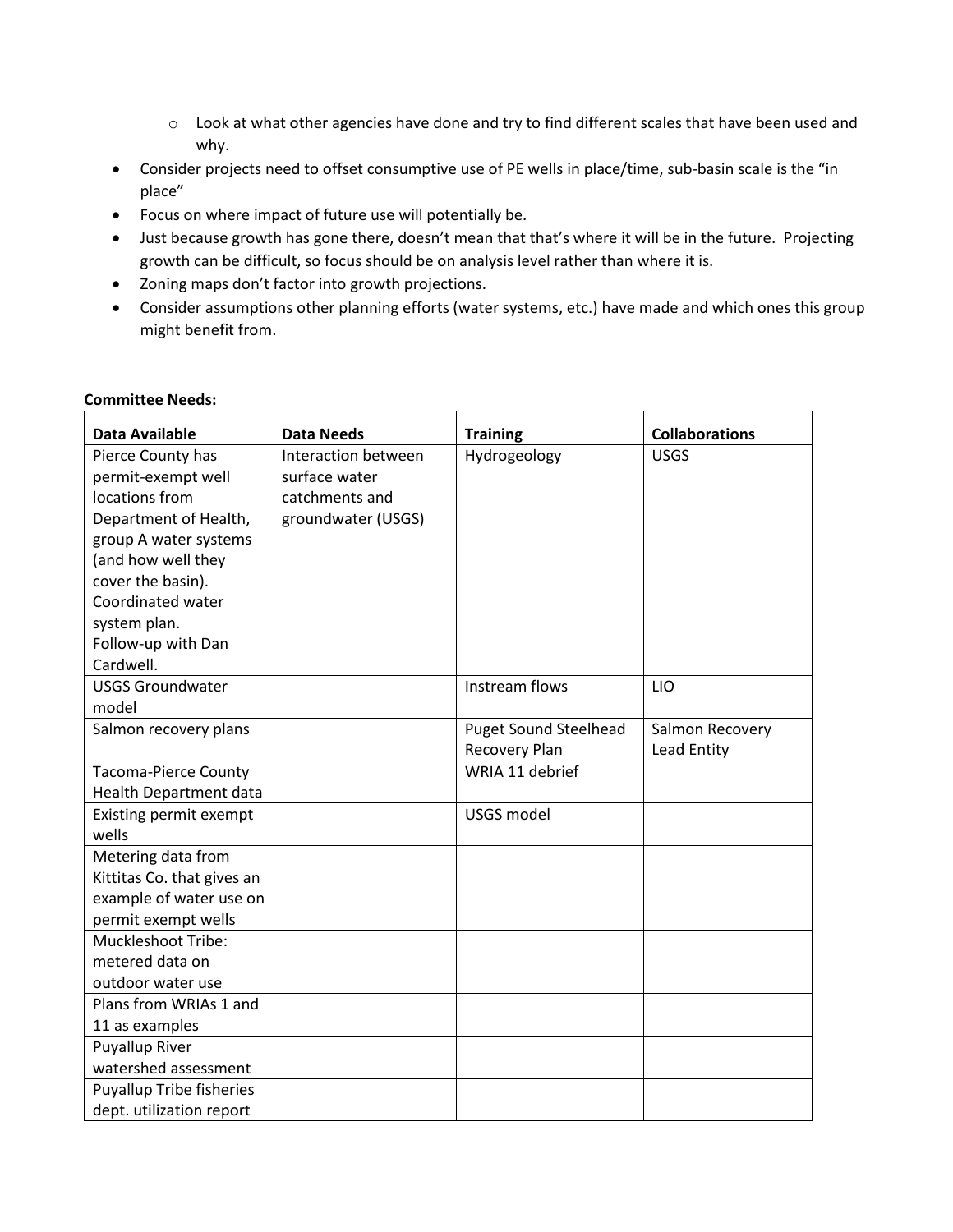- Look at what other agencies have done and try to find different scales that have been used and why.
- Consider projects need to offset consumptive use of PE wells in place/time, sub-basin scale is the "in place"
- Focus on where impact of future use will potentially be.
- Just because growth has gone there, doesn't mean that that's where it will be in the future. Projecting growth can be difficult, so focus should be on analysis level rather than where it is.
- Zoning maps don't factor into growth projections.
- Consider assumptions other planning efforts (water systems, etc.) have made and which ones this group might benefit from.

**Committee Needs:**

| Data Available | Data Needs | Training | Collaborations |
|---|---|---|---|
| Pierce County has permit-exempt well locations from Department of Health, group A water systems (and how well they cover the basin). Coordinated water system plan. Follow-up with Dan Cardwell. | Interaction between surface water catchments and groundwater (USGS) | Hydrogeology | USGS |
| USGS Groundwater model | | Instream flows | LIO |
| Salmon recovery plans | | Puget Sound Steelhead Recovery Plan | Salmon Recovery Lead Entity |
| Tacoma-Pierce County Health Department data | | WRIA 11 debrief | |
| Existing permit exempt wells | | USGS model | |
| Metering data from Kittitas Co. that gives an example of water use on permit exempt wells | | | |
| Muckleshoot Tribe: metered data on outdoor water use | | | |
| Plans from WRIAs 1 and 11 as examples | | | |
| Puyallup River watershed assessment | | | |
| Puyallup Tribe fisheries dept. utilization report | | | |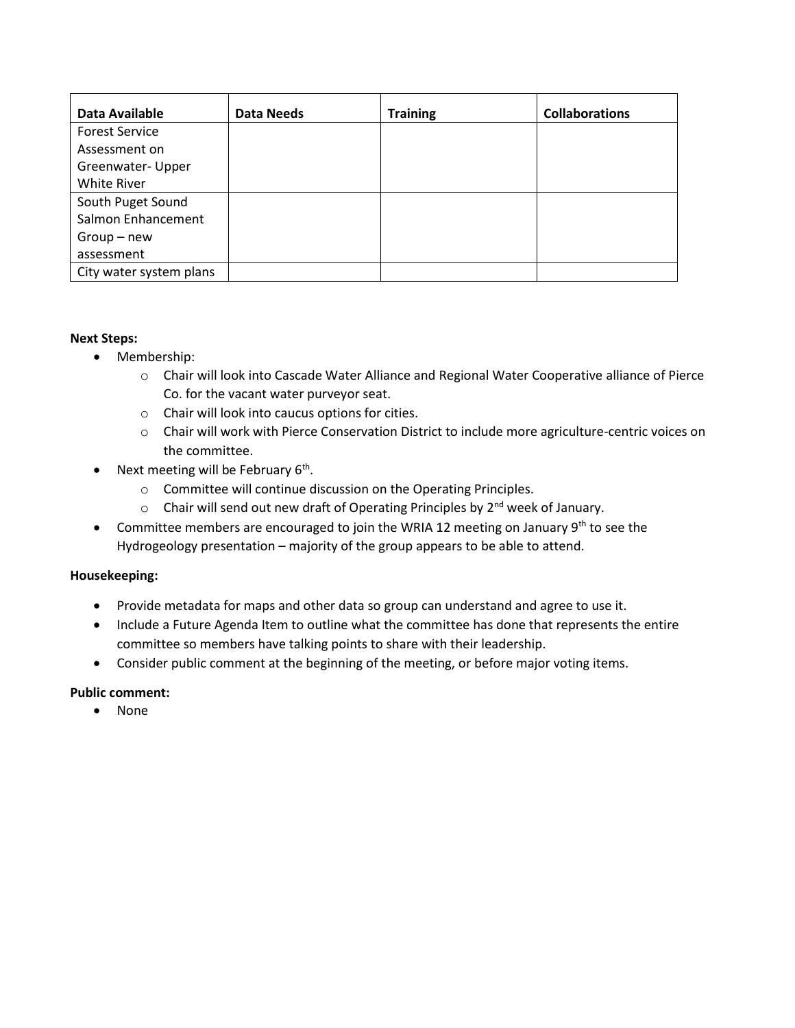| Data Available | Data Needs | Training | Collaborations |
| --- | --- | --- | --- |
| Forest Service Assessment on Greenwater- Upper White River | | | |
| South Puget Sound Salmon Enhancement Group – new assessment | | | |
| City water system plans | | | |

**Next Steps:**

- Membership:
  - Chair will look into Cascade Water Alliance and Regional Water Cooperative alliance of Pierce Co. for the vacant water purveyor seat.
  - Chair will look into caucus options for cities.
  - Chair will work with Pierce Conservation District to include more agriculture-centric voices on the committee.
- Next meeting will be February 6th.
  - Committee will continue discussion on the Operating Principles.
  - Chair will send out new draft of Operating Principles by 2nd week of January.
- Committee members are encouraged to join the WRIA 12 meeting on January 9th to see the Hydrogeology presentation – majority of the group appears to be able to attend.

**Housekeeping:**

- Provide metadata for maps and other data so group can understand and agree to use it.
- Include a Future Agenda Item to outline what the committee has done that represents the entire committee so members have talking points to share with their leadership.
- Consider public comment at the beginning of the meeting, or before major voting items.

**Public comment:**

- None